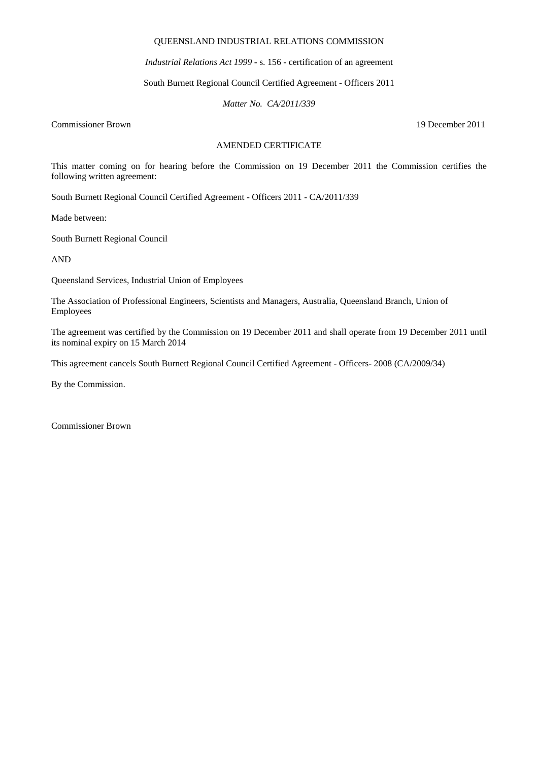QUEENSLAND INDUSTRIAL RELATIONS COMMISSION

*Industrial Relations Act 1999* - s. 156 - certification of an agreement

South Burnett Regional Council Certified Agreement - Officers 2011

*Matter No. CA/2011/339*

Commissioner Brown 19 December 2011

AMENDED CERTIFICATE

This matter coming on for hearing before the Commission on 19 December 2011 the Commission certifies the following written agreement:

South Burnett Regional Council Certified Agreement - Officers 2011 - CA/2011/339

Made between:

South Burnett Regional Council

AND

Queensland Services, Industrial Union of Employees

The Association of Professional Engineers, Scientists and Managers, Australia, Queensland Branch, Union of Employees

The agreement was certified by the Commission on 19 December 2011 and shall operate from 19 December 2011 until its nominal expiry on 15 March 2014

This agreement cancels South Burnett Regional Council Certified Agreement - Officers- 2008 (CA/2009/34)

By the Commission.

Commissioner Brown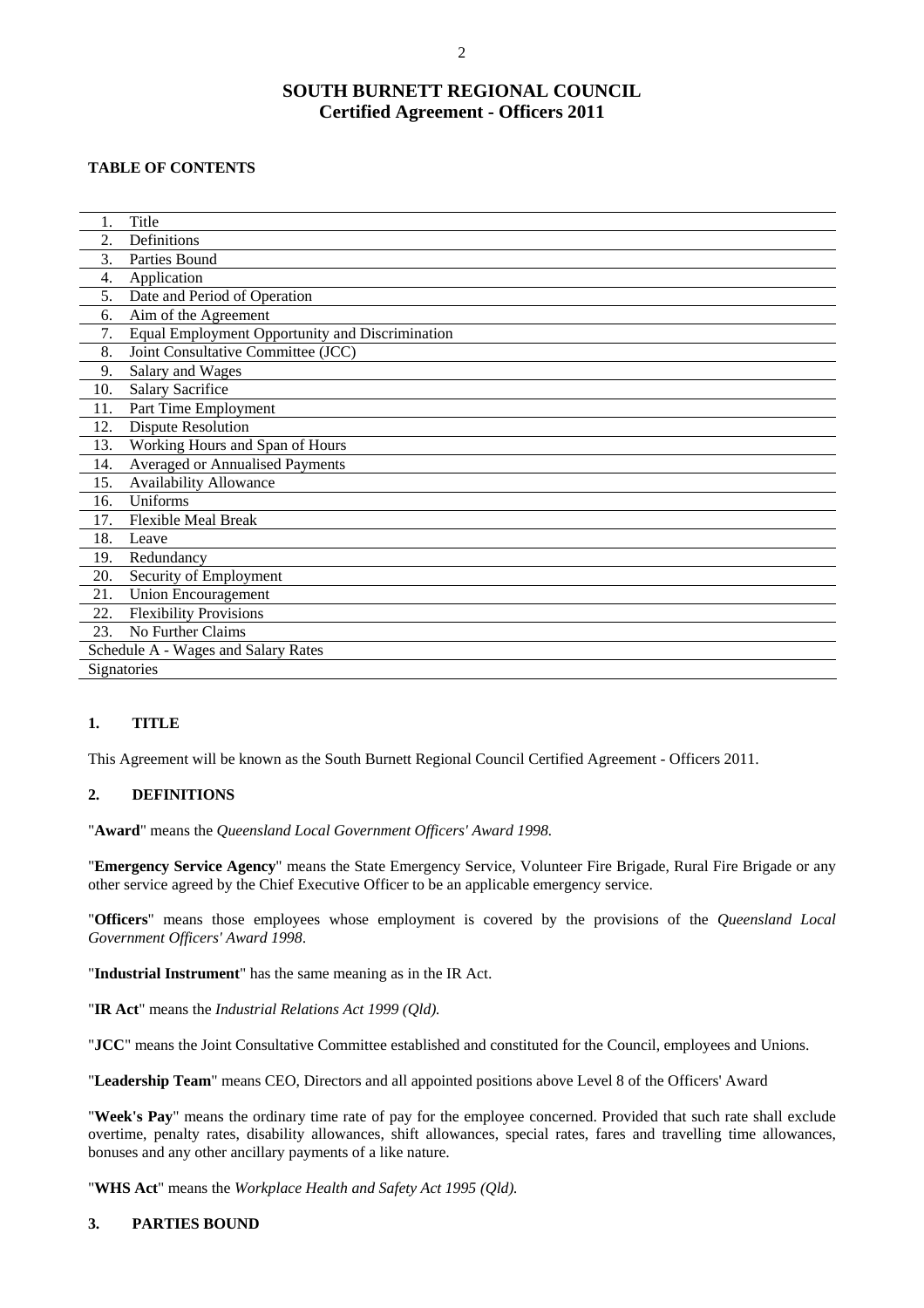# SOUTH BURNETT REGIONAL COUNCIL
## Certified Agreement - Officers 2011

**TABLE OF CONTENTS**

| | |
|---|---|
| 1. | Title |
| 2. | Definitions |
| 3. | Parties Bound |
| 4. | Application |
| 5. | Date and Period of Operation |
| 6. | Aim of the Agreement |
| 7. | Equal Employment Opportunity and Discrimination |
| 8. | Joint Consultative Committee (JCC) |
| 9. | Salary and Wages |
| 10. | Salary Sacrifice |
| 11. | Part Time Employment |
| 12. | Dispute Resolution |
| 13. | Working Hours and Span of Hours |
| 14. | Averaged or Annualised Payments |
| 15. | Availability Allowance |
| 16. | Uniforms |
| 17. | Flexible Meal Break |
| 18. | Leave |
| 19. | Redundancy |
| 20. | Security of Employment |
| 21. | Union Encouragement |
| 22. | Flexibility Provisions |
| 23. | No Further Claims |
| Schedule A - Wages and Salary Rates | |
| Signatories | |

### 1. TITLE

This Agreement will be known as the South Burnett Regional Council Certified Agreement - Officers 2011.

### 2. DEFINITIONS

"**Award**" means the *Queensland Local Government Officers' Award 1998.*

"**Emergency Service Agency**" means the State Emergency Service, Volunteer Fire Brigade, Rural Fire Brigade or any other service agreed by the Chief Executive Officer to be an applicable emergency service.

"**Officers**" means those employees whose employment is covered by the provisions of the *Queensland Local Government Officers' Award 1998*.

"**Industrial Instrument**" has the same meaning as in the IR Act.

"**IR Act**" means the *Industrial Relations Act 1999 (Qld).*

"**JCC**" means the Joint Consultative Committee established and constituted for the Council, employees and Unions.

"**Leadership Team**" means CEO, Directors and all appointed positions above Level 8 of the Officers' Award

"**Week's Pay**" means the ordinary time rate of pay for the employee concerned. Provided that such rate shall exclude overtime, penalty rates, disability allowances, shift allowances, special rates, fares and travelling time allowances, bonuses and any other ancillary payments of a like nature.

"**WHS Act**" means the *Workplace Health and Safety Act 1995 (Qld).*

### 3. PARTIES BOUND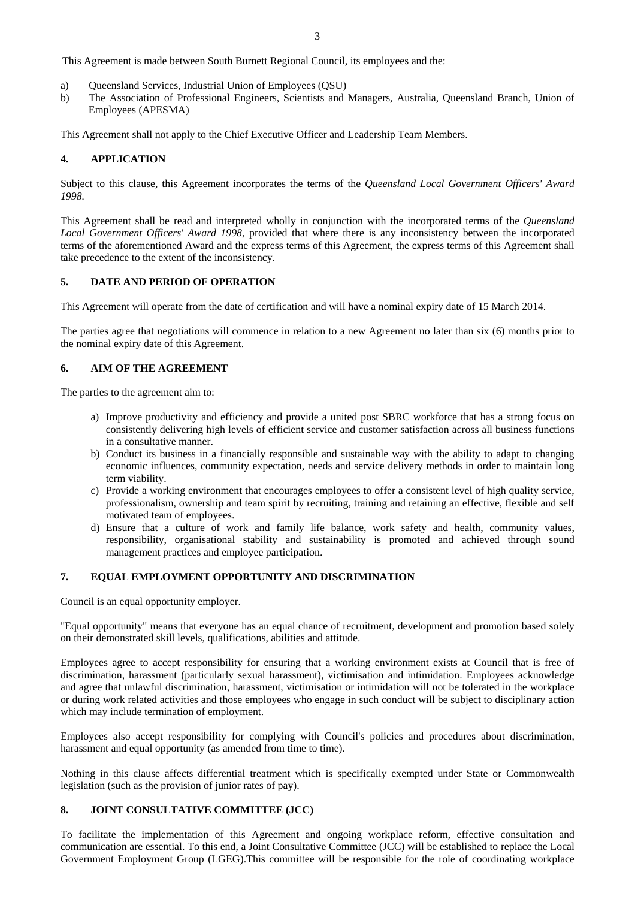This Agreement is made between South Burnett Regional Council, its employees and the:

a) Queensland Services, Industrial Union of Employees (QSU)
b) The Association of Professional Engineers, Scientists and Managers, Australia, Queensland Branch, Union of Employees (APESMA)

This Agreement shall not apply to the Chief Executive Officer and Leadership Team Members.

## 4. APPLICATION

Subject to this clause, this Agreement incorporates the terms of the *Queensland Local Government Officers' Award 1998.*

This Agreement shall be read and interpreted wholly in conjunction with the incorporated terms of the *Queensland Local Government Officers' Award 1998*, provided that where there is any inconsistency between the incorporated terms of the aforementioned Award and the express terms of this Agreement, the express terms of this Agreement shall take precedence to the extent of the inconsistency.

## 5. DATE AND PERIOD OF OPERATION

This Agreement will operate from the date of certification and will have a nominal expiry date of 15 March 2014.

The parties agree that negotiations will commence in relation to a new Agreement no later than six (6) months prior to the nominal expiry date of this Agreement.

## 6. AIM OF THE AGREEMENT

The parties to the agreement aim to:

a) Improve productivity and efficiency and provide a united post SBRC workforce that has a strong focus on consistently delivering high levels of efficient service and customer satisfaction across all business functions in a consultative manner.
b) Conduct its business in a financially responsible and sustainable way with the ability to adapt to changing economic influences, community expectation, needs and service delivery methods in order to maintain long term viability.
c) Provide a working environment that encourages employees to offer a consistent level of high quality service, professionalism, ownership and team spirit by recruiting, training and retaining an effective, flexible and self motivated team of employees.
d) Ensure that a culture of work and family life balance, work safety and health, community values, responsibility, organisational stability and sustainability is promoted and achieved through sound management practices and employee participation.

## 7. EQUAL EMPLOYMENT OPPORTUNITY AND DISCRIMINATION

Council is an equal opportunity employer.

"Equal opportunity" means that everyone has an equal chance of recruitment, development and promotion based solely on their demonstrated skill levels, qualifications, abilities and attitude.

Employees agree to accept responsibility for ensuring that a working environment exists at Council that is free of discrimination, harassment (particularly sexual harassment), victimisation and intimidation. Employees acknowledge and agree that unlawful discrimination, harassment, victimisation or intimidation will not be tolerated in the workplace or during work related activities and those employees who engage in such conduct will be subject to disciplinary action which may include termination of employment.

Employees also accept responsibility for complying with Council's policies and procedures about discrimination, harassment and equal opportunity (as amended from time to time).

Nothing in this clause affects differential treatment which is specifically exempted under State or Commonwealth legislation (such as the provision of junior rates of pay).

## 8. JOINT CONSULTATIVE COMMITTEE (JCC)

To facilitate the implementation of this Agreement and ongoing workplace reform, effective consultation and communication are essential. To this end, a Joint Consultative Committee (JCC) will be established to replace the Local Government Employment Group (LGEG).This committee will be responsible for the role of coordinating workplace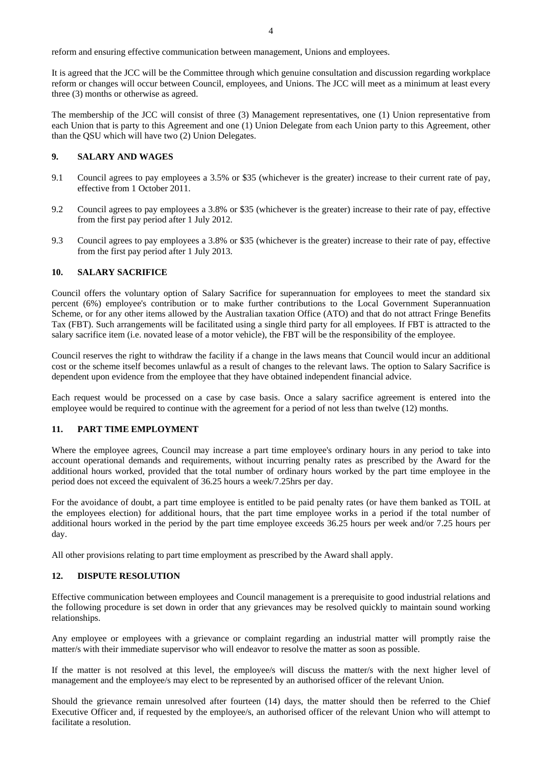reform and ensuring effective communication between management, Unions and employees.

It is agreed that the JCC will be the Committee through which genuine consultation and discussion regarding workplace reform or changes will occur between Council, employees, and Unions. The JCC will meet as a minimum at least every three (3) months or otherwise as agreed.

The membership of the JCC will consist of three (3) Management representatives, one (1) Union representative from each Union that is party to this Agreement and one (1) Union Delegate from each Union party to this Agreement, other than the QSU which will have two (2) Union Delegates.

## 9. SALARY AND WAGES

9.1 Council agrees to pay employees a 3.5% or $35 (whichever is the greater) increase to their current rate of pay, effective from 1 October 2011.

9.2 Council agrees to pay employees a 3.8% or $35 (whichever is the greater) increase to their rate of pay, effective from the first pay period after 1 July 2012.

9.3 Council agrees to pay employees a 3.8% or $35 (whichever is the greater) increase to their rate of pay, effective from the first pay period after 1 July 2013.

## 10. SALARY SACRIFICE

Council offers the voluntary option of Salary Sacrifice for superannuation for employees to meet the standard six percent (6%) employee's contribution or to make further contributions to the Local Government Superannuation Scheme, or for any other items allowed by the Australian taxation Office (ATO) and that do not attract Fringe Benefits Tax (FBT). Such arrangements will be facilitated using a single third party for all employees. If FBT is attracted to the salary sacrifice item (i.e. novated lease of a motor vehicle), the FBT will be the responsibility of the employee.

Council reserves the right to withdraw the facility if a change in the laws means that Council would incur an additional cost or the scheme itself becomes unlawful as a result of changes to the relevant laws. The option to Salary Sacrifice is dependent upon evidence from the employee that they have obtained independent financial advice.

Each request would be processed on a case by case basis. Once a salary sacrifice agreement is entered into the employee would be required to continue with the agreement for a period of not less than twelve (12) months.

## 11. PART TIME EMPLOYMENT

Where the employee agrees, Council may increase a part time employee's ordinary hours in any period to take into account operational demands and requirements, without incurring penalty rates as prescribed by the Award for the additional hours worked, provided that the total number of ordinary hours worked by the part time employee in the period does not exceed the equivalent of 36.25 hours a week/7.25hrs per day.

For the avoidance of doubt, a part time employee is entitled to be paid penalty rates (or have them banked as TOIL at the employees election) for additional hours, that the part time employee works in a period if the total number of additional hours worked in the period by the part time employee exceeds 36.25 hours per week and/or 7.25 hours per day.

All other provisions relating to part time employment as prescribed by the Award shall apply.

## 12. DISPUTE RESOLUTION

Effective communication between employees and Council management is a prerequisite to good industrial relations and the following procedure is set down in order that any grievances may be resolved quickly to maintain sound working relationships.

Any employee or employees with a grievance or complaint regarding an industrial matter will promptly raise the matter/s with their immediate supervisor who will endeavor to resolve the matter as soon as possible.

If the matter is not resolved at this level, the employee/s will discuss the matter/s with the next higher level of management and the employee/s may elect to be represented by an authorised officer of the relevant Union.

Should the grievance remain unresolved after fourteen (14) days, the matter should then be referred to the Chief Executive Officer and, if requested by the employee/s, an authorised officer of the relevant Union who will attempt to facilitate a resolution.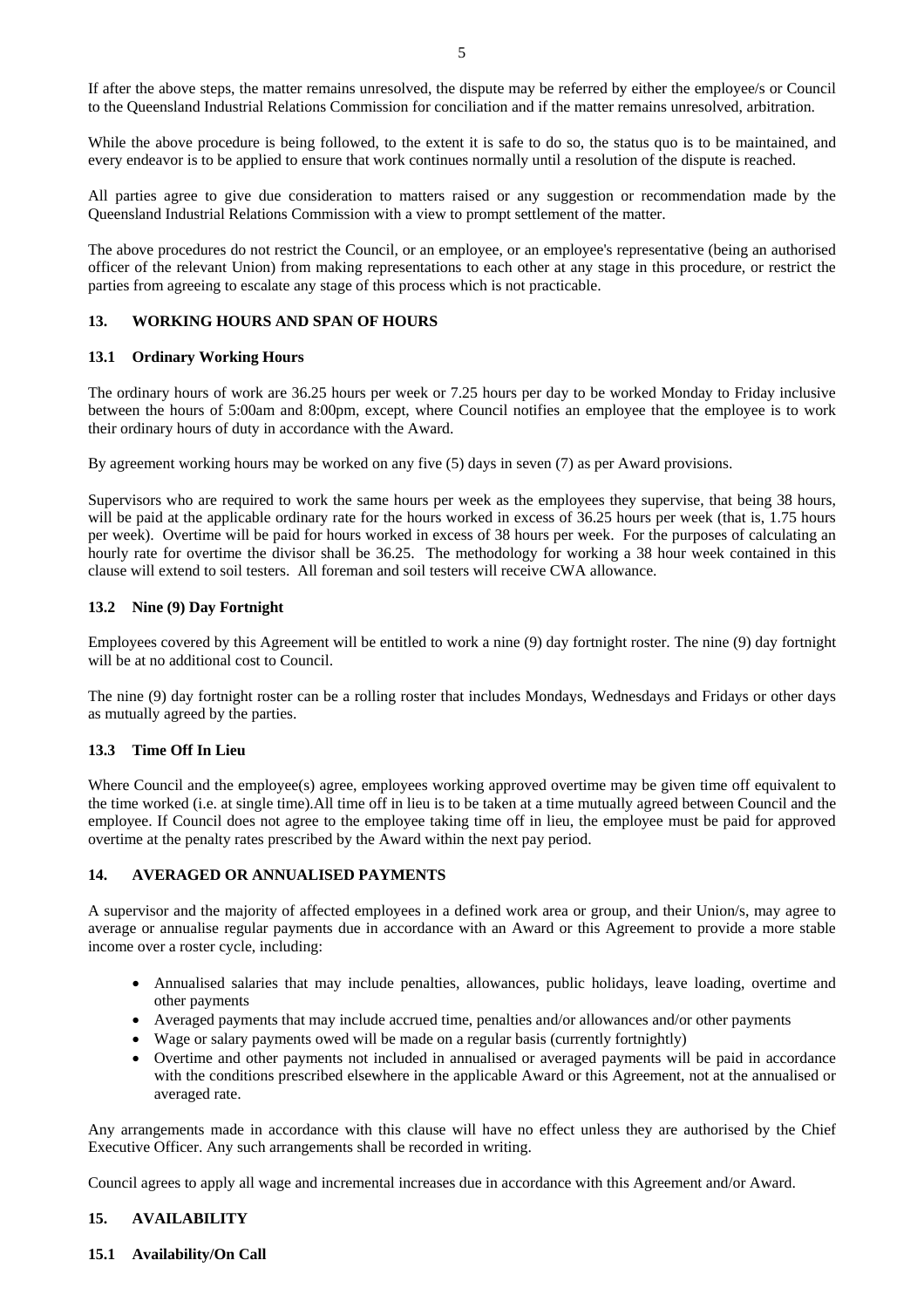If after the above steps, the matter remains unresolved, the dispute may be referred by either the employee/s or Council to the Queensland Industrial Relations Commission for conciliation and if the matter remains unresolved, arbitration.

While the above procedure is being followed, to the extent it is safe to do so, the status quo is to be maintained, and every endeavor is to be applied to ensure that work continues normally until a resolution of the dispute is reached.

All parties agree to give due consideration to matters raised or any suggestion or recommendation made by the Queensland Industrial Relations Commission with a view to prompt settlement of the matter.

The above procedures do not restrict the Council, or an employee, or an employee's representative (being an authorised officer of the relevant Union) from making representations to each other at any stage in this procedure, or restrict the parties from agreeing to escalate any stage of this process which is not practicable.

## 13. WORKING HOURS AND SPAN OF HOURS

### 13.1 Ordinary Working Hours

The ordinary hours of work are 36.25 hours per week or 7.25 hours per day to be worked Monday to Friday inclusive between the hours of 5:00am and 8:00pm, except, where Council notifies an employee that the employee is to work their ordinary hours of duty in accordance with the Award.

By agreement working hours may be worked on any five (5) days in seven (7) as per Award provisions.

Supervisors who are required to work the same hours per week as the employees they supervise, that being 38 hours, will be paid at the applicable ordinary rate for the hours worked in excess of 36.25 hours per week (that is, 1.75 hours per week). Overtime will be paid for hours worked in excess of 38 hours per week. For the purposes of calculating an hourly rate for overtime the divisor shall be 36.25. The methodology for working a 38 hour week contained in this clause will extend to soil testers. All foreman and soil testers will receive CWA allowance.

### 13.2 Nine (9) Day Fortnight

Employees covered by this Agreement will be entitled to work a nine (9) day fortnight roster. The nine (9) day fortnight will be at no additional cost to Council.

The nine (9) day fortnight roster can be a rolling roster that includes Mondays, Wednesdays and Fridays or other days as mutually agreed by the parties.

### 13.3 Time Off In Lieu

Where Council and the employee(s) agree, employees working approved overtime may be given time off equivalent to the time worked (i.e. at single time).All time off in lieu is to be taken at a time mutually agreed between Council and the employee. If Council does not agree to the employee taking time off in lieu, the employee must be paid for approved overtime at the penalty rates prescribed by the Award within the next pay period.

## 14. AVERAGED OR ANNUALISED PAYMENTS

A supervisor and the majority of affected employees in a defined work area or group, and their Union/s, may agree to average or annualise regular payments due in accordance with an Award or this Agreement to provide a more stable income over a roster cycle, including:

- Annualised salaries that may include penalties, allowances, public holidays, leave loading, overtime and other payments
- Averaged payments that may include accrued time, penalties and/or allowances and/or other payments
- Wage or salary payments owed will be made on a regular basis (currently fortnightly)
- Overtime and other payments not included in annualised or averaged payments will be paid in accordance with the conditions prescribed elsewhere in the applicable Award or this Agreement, not at the annualised or averaged rate.

Any arrangements made in accordance with this clause will have no effect unless they are authorised by the Chief Executive Officer. Any such arrangements shall be recorded in writing.

Council agrees to apply all wage and incremental increases due in accordance with this Agreement and/or Award.

## 15. AVAILABILITY

### 15.1 Availability/On Call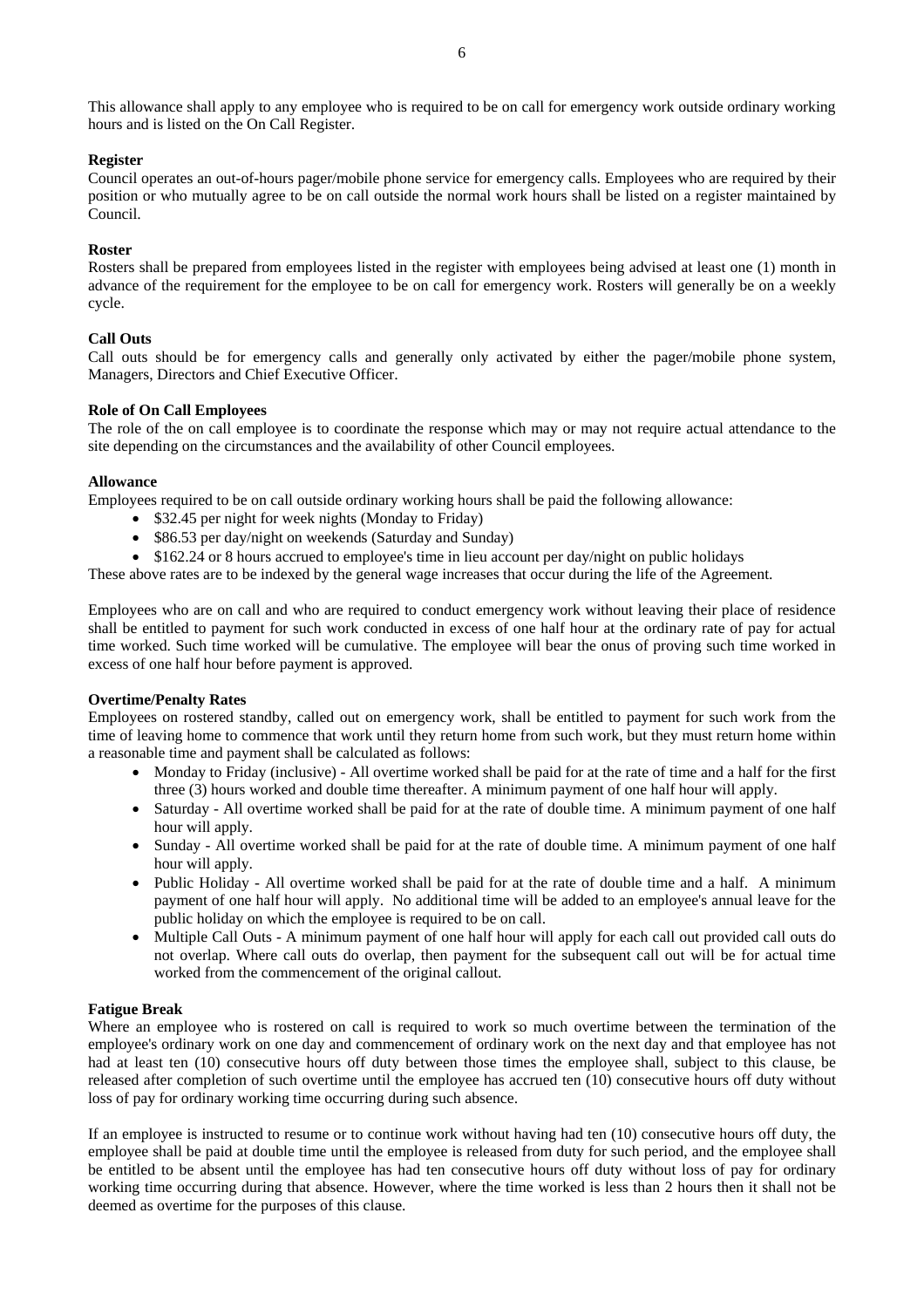This allowance shall apply to any employee who is required to be on call for emergency work outside ordinary working hours and is listed on the On Call Register.

**Register**

Council operates an out-of-hours pager/mobile phone service for emergency calls. Employees who are required by their position or who mutually agree to be on call outside the normal work hours shall be listed on a register maintained by Council.

**Roster**

Rosters shall be prepared from employees listed in the register with employees being advised at least one (1) month in advance of the requirement for the employee to be on call for emergency work. Rosters will generally be on a weekly cycle.

**Call Outs**

Call outs should be for emergency calls and generally only activated by either the pager/mobile phone system, Managers, Directors and Chief Executive Officer.

**Role of On Call Employees**

The role of the on call employee is to coordinate the response which may or may not require actual attendance to the site depending on the circumstances and the availability of other Council employees.

**Allowance**

Employees required to be on call outside ordinary working hours shall be paid the following allowance:

- $32.45 per night for week nights (Monday to Friday)
- $86.53 per day/night on weekends (Saturday and Sunday)
- $162.24 or 8 hours accrued to employee's time in lieu account per day/night on public holidays

These above rates are to be indexed by the general wage increases that occur during the life of the Agreement.

Employees who are on call and who are required to conduct emergency work without leaving their place of residence shall be entitled to payment for such work conducted in excess of one half hour at the ordinary rate of pay for actual time worked. Such time worked will be cumulative. The employee will bear the onus of proving such time worked in excess of one half hour before payment is approved.

**Overtime/Penalty Rates**

Employees on rostered standby, called out on emergency work, shall be entitled to payment for such work from the time of leaving home to commence that work until they return home from such work, but they must return home within a reasonable time and payment shall be calculated as follows:

- Monday to Friday (inclusive) - All overtime worked shall be paid for at the rate of time and a half for the first three (3) hours worked and double time thereafter. A minimum payment of one half hour will apply.
- Saturday - All overtime worked shall be paid for at the rate of double time. A minimum payment of one half hour will apply.
- Sunday - All overtime worked shall be paid for at the rate of double time. A minimum payment of one half hour will apply.
- Public Holiday - All overtime worked shall be paid for at the rate of double time and a half. A minimum payment of one half hour will apply. No additional time will be added to an employee's annual leave for the public holiday on which the employee is required to be on call.
- Multiple Call Outs - A minimum payment of one half hour will apply for each call out provided call outs do not overlap. Where call outs do overlap, then payment for the subsequent call out will be for actual time worked from the commencement of the original callout.

**Fatigue Break**

Where an employee who is rostered on call is required to work so much overtime between the termination of the employee's ordinary work on one day and commencement of ordinary work on the next day and that employee has not had at least ten (10) consecutive hours off duty between those times the employee shall, subject to this clause, be released after completion of such overtime until the employee has accrued ten (10) consecutive hours off duty without loss of pay for ordinary working time occurring during such absence.

If an employee is instructed to resume or to continue work without having had ten (10) consecutive hours off duty, the employee shall be paid at double time until the employee is released from duty for such period, and the employee shall be entitled to be absent until the employee has had ten consecutive hours off duty without loss of pay for ordinary working time occurring during that absence. However, where the time worked is less than 2 hours then it shall not be deemed as overtime for the purposes of this clause.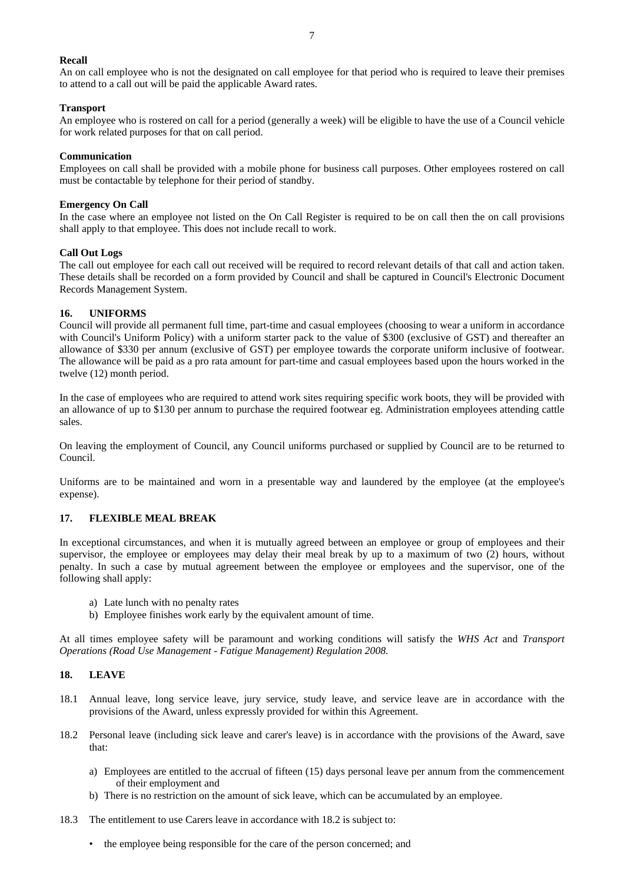**Recall**

An on call employee who is not the designated on call employee for that period who is required to leave their premises to attend to a call out will be paid the applicable Award rates.

**Transport**

An employee who is rostered on call for a period (generally a week) will be eligible to have the use of a Council vehicle for work related purposes for that on call period.

**Communication**

Employees on call shall be provided with a mobile phone for business call purposes. Other employees rostered on call must be contactable by telephone for their period of standby.

**Emergency On Call**

In the case where an employee not listed on the On Call Register is required to be on call then the on call provisions shall apply to that employee. This does not include recall to work.

**Call Out Logs**

The call out employee for each call out received will be required to record relevant details of that call and action taken. These details shall be recorded on a form provided by Council and shall be captured in Council's Electronic Document Records Management System.

## 16. UNIFORMS

Council will provide all permanent full time, part-time and casual employees (choosing to wear a uniform in accordance with Council's Uniform Policy) with a uniform starter pack to the value of $300 (exclusive of GST) and thereafter an allowance of $330 per annum (exclusive of GST) per employee towards the corporate uniform inclusive of footwear. The allowance will be paid as a pro rata amount for part-time and casual employees based upon the hours worked in the twelve (12) month period.

In the case of employees who are required to attend work sites requiring specific work boots, they will be provided with an allowance of up to $130 per annum to purchase the required footwear eg. Administration employees attending cattle sales.

On leaving the employment of Council, any Council uniforms purchased or supplied by Council are to be returned to Council.

Uniforms are to be maintained and worn in a presentable way and laundered by the employee (at the employee's expense).

## 17. FLEXIBLE MEAL BREAK

In exceptional circumstances, and when it is mutually agreed between an employee or group of employees and their supervisor, the employee or employees may delay their meal break by up to a maximum of two (2) hours, without penalty. In such a case by mutual agreement between the employee or employees and the supervisor, one of the following shall apply:

a) Late lunch with no penalty rates
b) Employee finishes work early by the equivalent amount of time.

At all times employee safety will be paramount and working conditions will satisfy the *WHS Act* and *Transport Operations (Road Use Management - Fatigue Management) Regulation 2008.*

## 18. LEAVE

18.1 Annual leave, long service leave, jury service, study leave, and service leave are in accordance with the provisions of the Award, unless expressly provided for within this Agreement.

18.2 Personal leave (including sick leave and carer's leave) is in accordance with the provisions of the Award, save that:

a) Employees are entitled to the accrual of fifteen (15) days personal leave per annum from the commencement of their employment and
b) There is no restriction on the amount of sick leave, which can be accumulated by an employee.

18.3 The entitlement to use Carers leave in accordance with 18.2 is subject to:

- the employee being responsible for the care of the person concerned; and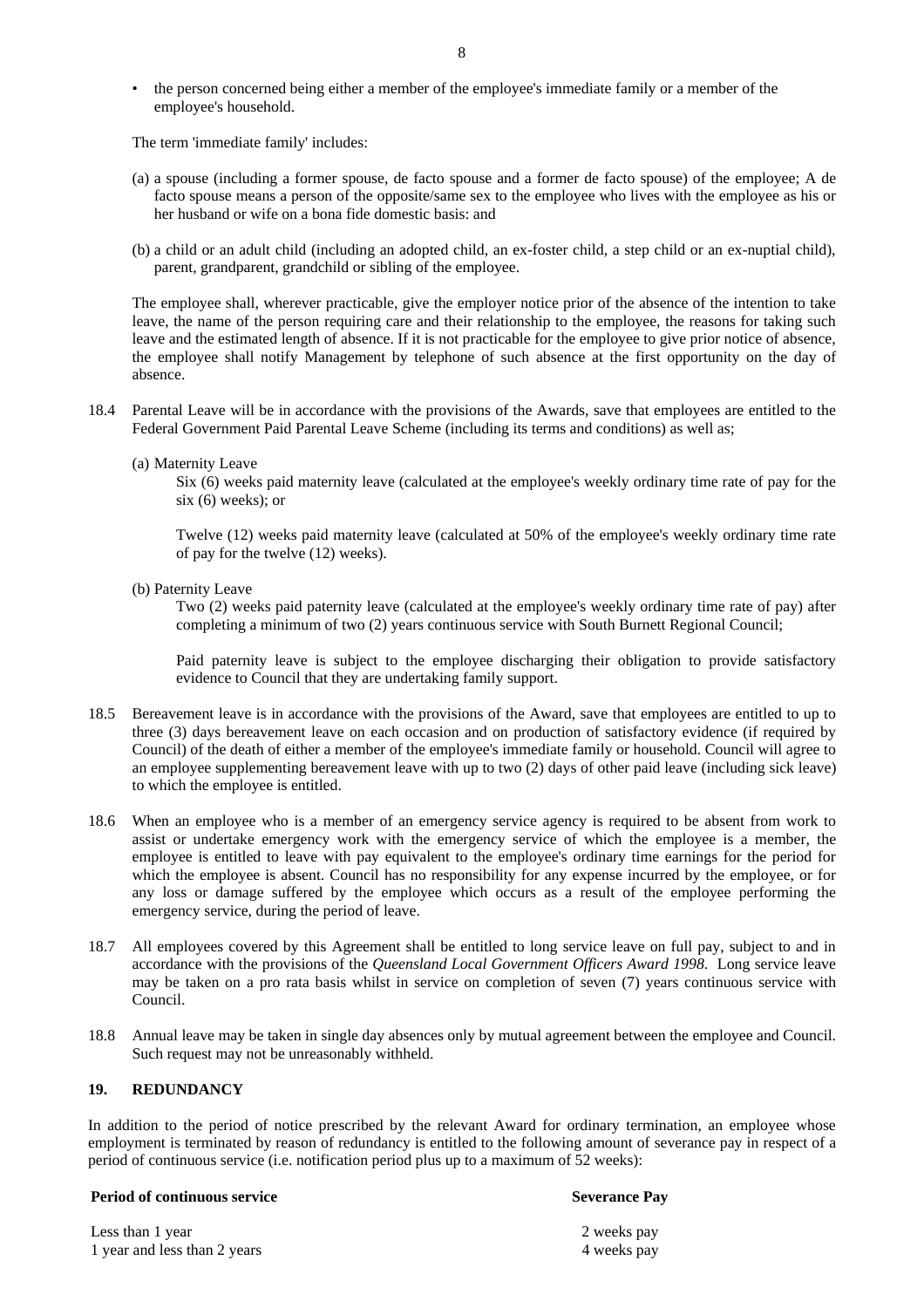- the person concerned being either a member of the employee's immediate family or a member of the employee's household.

The term 'immediate family' includes:

(a) a spouse (including a former spouse, de facto spouse and a former de facto spouse) of the employee; A de facto spouse means a person of the opposite/same sex to the employee who lives with the employee as his or her husband or wife on a bona fide domestic basis: and

(b) a child or an adult child (including an adopted child, an ex-foster child, a step child or an ex-nuptial child), parent, grandparent, grandchild or sibling of the employee.

The employee shall, wherever practicable, give the employer notice prior of the absence of the intention to take leave, the name of the person requiring care and their relationship to the employee, the reasons for taking such leave and the estimated length of absence. If it is not practicable for the employee to give prior notice of absence, the employee shall notify Management by telephone of such absence at the first opportunity on the day of absence.

18.4 Parental Leave will be in accordance with the provisions of the Awards, save that employees are entitled to the Federal Government Paid Parental Leave Scheme (including its terms and conditions) as well as;

(a) Maternity Leave

Six (6) weeks paid maternity leave (calculated at the employee's weekly ordinary time rate of pay for the six (6) weeks); or

Twelve (12) weeks paid maternity leave (calculated at 50% of the employee's weekly ordinary time rate of pay for the twelve (12) weeks).

(b) Paternity Leave

Two (2) weeks paid paternity leave (calculated at the employee's weekly ordinary time rate of pay) after completing a minimum of two (2) years continuous service with South Burnett Regional Council;

Paid paternity leave is subject to the employee discharging their obligation to provide satisfactory evidence to Council that they are undertaking family support.

18.5 Bereavement leave is in accordance with the provisions of the Award, save that employees are entitled to up to three (3) days bereavement leave on each occasion and on production of satisfactory evidence (if required by Council) of the death of either a member of the employee's immediate family or household. Council will agree to an employee supplementing bereavement leave with up to two (2) days of other paid leave (including sick leave) to which the employee is entitled.

18.6 When an employee who is a member of an emergency service agency is required to be absent from work to assist or undertake emergency work with the emergency service of which the employee is a member, the employee is entitled to leave with pay equivalent to the employee's ordinary time earnings for the period for which the employee is absent. Council has no responsibility for any expense incurred by the employee, or for any loss or damage suffered by the employee which occurs as a result of the employee performing the emergency service, during the period of leave.

18.7 All employees covered by this Agreement shall be entitled to long service leave on full pay, subject to and in accordance with the provisions of the *Queensland Local Government Officers Award 1998*. Long service leave may be taken on a pro rata basis whilst in service on completion of seven (7) years continuous service with Council.

18.8 Annual leave may be taken in single day absences only by mutual agreement between the employee and Council. Such request may not be unreasonably withheld.

## 19. REDUNDANCY

In addition to the period of notice prescribed by the relevant Award for ordinary termination, an employee whose employment is terminated by reason of redundancy is entitled to the following amount of severance pay in respect of a period of continuous service (i.e. notification period plus up to a maximum of 52 weeks):

| Period of continuous service | Severance Pay |
|---|---|
| Less than 1 year | 2 weeks pay |
| 1 year and less than 2 years | 4 weeks pay |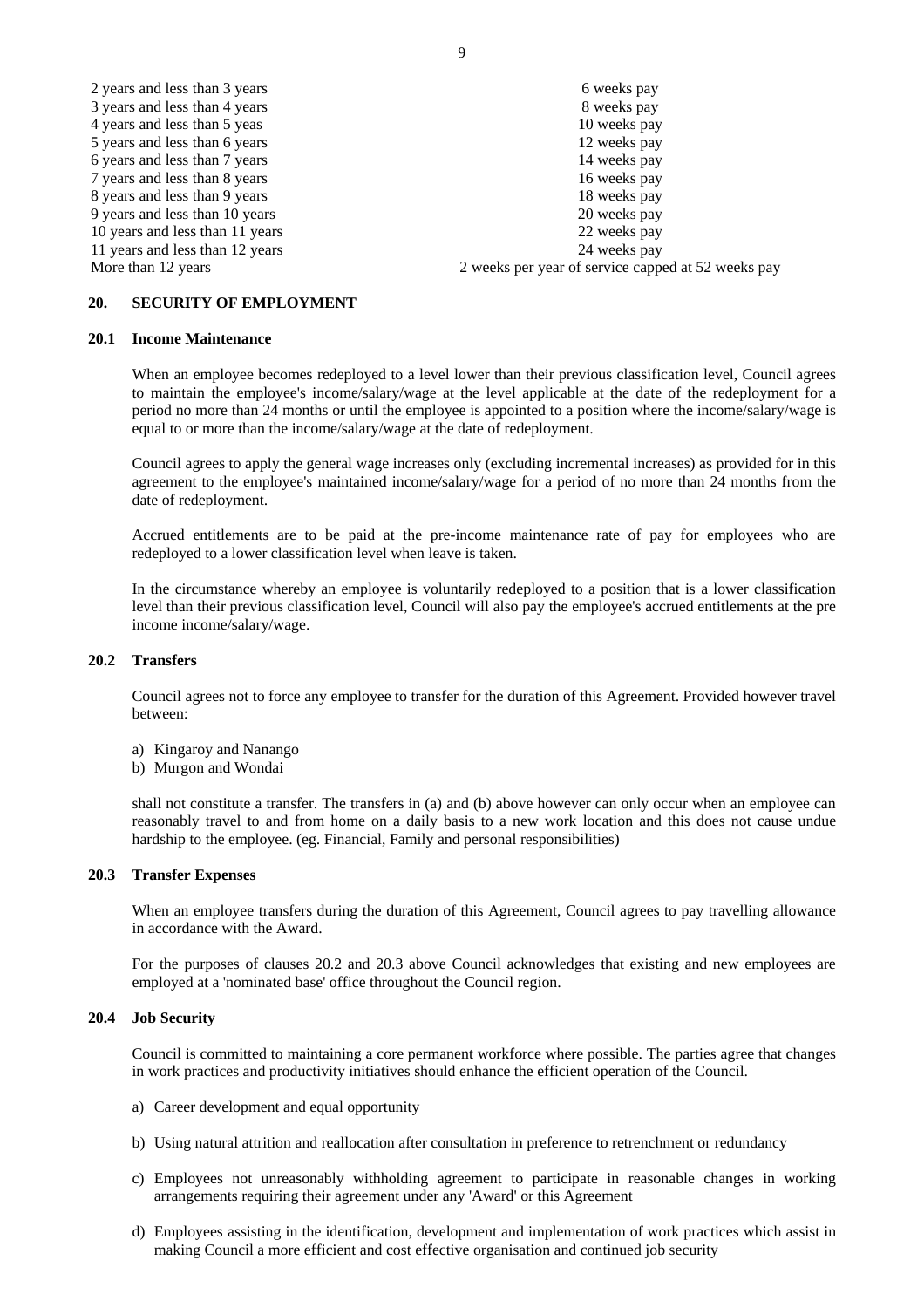| | |
|---|---|
| 2 years and less than 3 years | 6 weeks pay |
| 3 years and less than 4 years | 8 weeks pay |
| 4 years and less than 5 yeas | 10 weeks pay |
| 5 years and less than 6 years | 12 weeks pay |
| 6 years and less than 7 years | 14 weeks pay |
| 7 years and less than 8 years | 16 weeks pay |
| 8 years and less than 9 years | 18 weeks pay |
| 9 years and less than 10 years | 20 weeks pay |
| 10 years and less than 11 years | 22 weeks pay |
| 11 years and less than 12 years | 24 weeks pay |
| More than 12 years | 2 weeks per year of service capped at 52 weeks pay |

## 20. SECURITY OF EMPLOYMENT

### 20.1 Income Maintenance

When an employee becomes redeployed to a level lower than their previous classification level, Council agrees to maintain the employee's income/salary/wage at the level applicable at the date of the redeployment for a period no more than 24 months or until the employee is appointed to a position where the income/salary/wage is equal to or more than the income/salary/wage at the date of redeployment.

Council agrees to apply the general wage increases only (excluding incremental increases) as provided for in this agreement to the employee's maintained income/salary/wage for a period of no more than 24 months from the date of redeployment.

Accrued entitlements are to be paid at the pre-income maintenance rate of pay for employees who are redeployed to a lower classification level when leave is taken.

In the circumstance whereby an employee is voluntarily redeployed to a position that is a lower classification level than their previous classification level, Council will also pay the employee's accrued entitlements at the pre income income/salary/wage.

### 20.2 Transfers

Council agrees not to force any employee to transfer for the duration of this Agreement. Provided however travel between:

a) Kingaroy and Nanango
b) Murgon and Wondai

shall not constitute a transfer. The transfers in (a) and (b) above however can only occur when an employee can reasonably travel to and from home on a daily basis to a new work location and this does not cause undue hardship to the employee. (eg. Financial, Family and personal responsibilities)

### 20.3 Transfer Expenses

When an employee transfers during the duration of this Agreement, Council agrees to pay travelling allowance in accordance with the Award.

For the purposes of clauses 20.2 and 20.3 above Council acknowledges that existing and new employees are employed at a 'nominated base' office throughout the Council region.

### 20.4 Job Security

Council is committed to maintaining a core permanent workforce where possible. The parties agree that changes in work practices and productivity initiatives should enhance the efficient operation of the Council.

a) Career development and equal opportunity

b) Using natural attrition and reallocation after consultation in preference to retrenchment or redundancy

c) Employees not unreasonably withholding agreement to participate in reasonable changes in working arrangements requiring their agreement under any 'Award' or this Agreement

d) Employees assisting in the identification, development and implementation of work practices which assist in making Council a more efficient and cost effective organisation and continued job security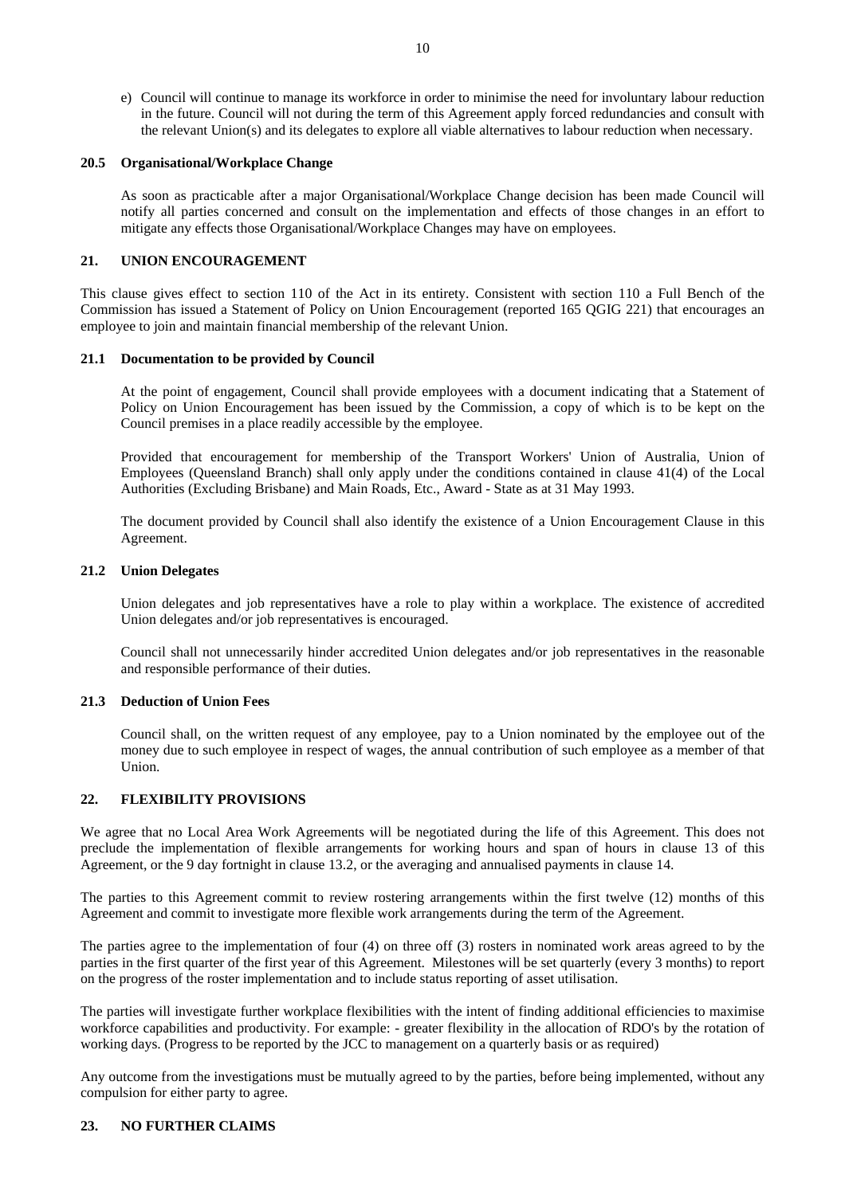e) Council will continue to manage its workforce in order to minimise the need for involuntary labour reduction in the future. Council will not during the term of this Agreement apply forced redundancies and consult with the relevant Union(s) and its delegates to explore all viable alternatives to labour reduction when necessary.

### 20.5 Organisational/Workplace Change

As soon as practicable after a major Organisational/Workplace Change decision has been made Council will notify all parties concerned and consult on the implementation and effects of those changes in an effort to mitigate any effects those Organisational/Workplace Changes may have on employees.

## 21. UNION ENCOURAGEMENT

This clause gives effect to section 110 of the Act in its entirety. Consistent with section 110 a Full Bench of the Commission has issued a Statement of Policy on Union Encouragement (reported 165 QGIG 221) that encourages an employee to join and maintain financial membership of the relevant Union.

### 21.1 Documentation to be provided by Council

At the point of engagement, Council shall provide employees with a document indicating that a Statement of Policy on Union Encouragement has been issued by the Commission, a copy of which is to be kept on the Council premises in a place readily accessible by the employee.

Provided that encouragement for membership of the Transport Workers' Union of Australia, Union of Employees (Queensland Branch) shall only apply under the conditions contained in clause 41(4) of the Local Authorities (Excluding Brisbane) and Main Roads, Etc., Award - State as at 31 May 1993.

The document provided by Council shall also identify the existence of a Union Encouragement Clause in this Agreement.

### 21.2 Union Delegates

Union delegates and job representatives have a role to play within a workplace. The existence of accredited Union delegates and/or job representatives is encouraged.

Council shall not unnecessarily hinder accredited Union delegates and/or job representatives in the reasonable and responsible performance of their duties.

### 21.3 Deduction of Union Fees

Council shall, on the written request of any employee, pay to a Union nominated by the employee out of the money due to such employee in respect of wages, the annual contribution of such employee as a member of that Union.

## 22. FLEXIBILITY PROVISIONS

We agree that no Local Area Work Agreements will be negotiated during the life of this Agreement. This does not preclude the implementation of flexible arrangements for working hours and span of hours in clause 13 of this Agreement, or the 9 day fortnight in clause 13.2, or the averaging and annualised payments in clause 14.

The parties to this Agreement commit to review rostering arrangements within the first twelve (12) months of this Agreement and commit to investigate more flexible work arrangements during the term of the Agreement.

The parties agree to the implementation of four (4) on three off (3) rosters in nominated work areas agreed to by the parties in the first quarter of the first year of this Agreement. Milestones will be set quarterly (every 3 months) to report on the progress of the roster implementation and to include status reporting of asset utilisation.

The parties will investigate further workplace flexibilities with the intent of finding additional efficiencies to maximise workforce capabilities and productivity. For example: - greater flexibility in the allocation of RDO's by the rotation of working days. (Progress to be reported by the JCC to management on a quarterly basis or as required)

Any outcome from the investigations must be mutually agreed to by the parties, before being implemented, without any compulsion for either party to agree.

## 23. NO FURTHER CLAIMS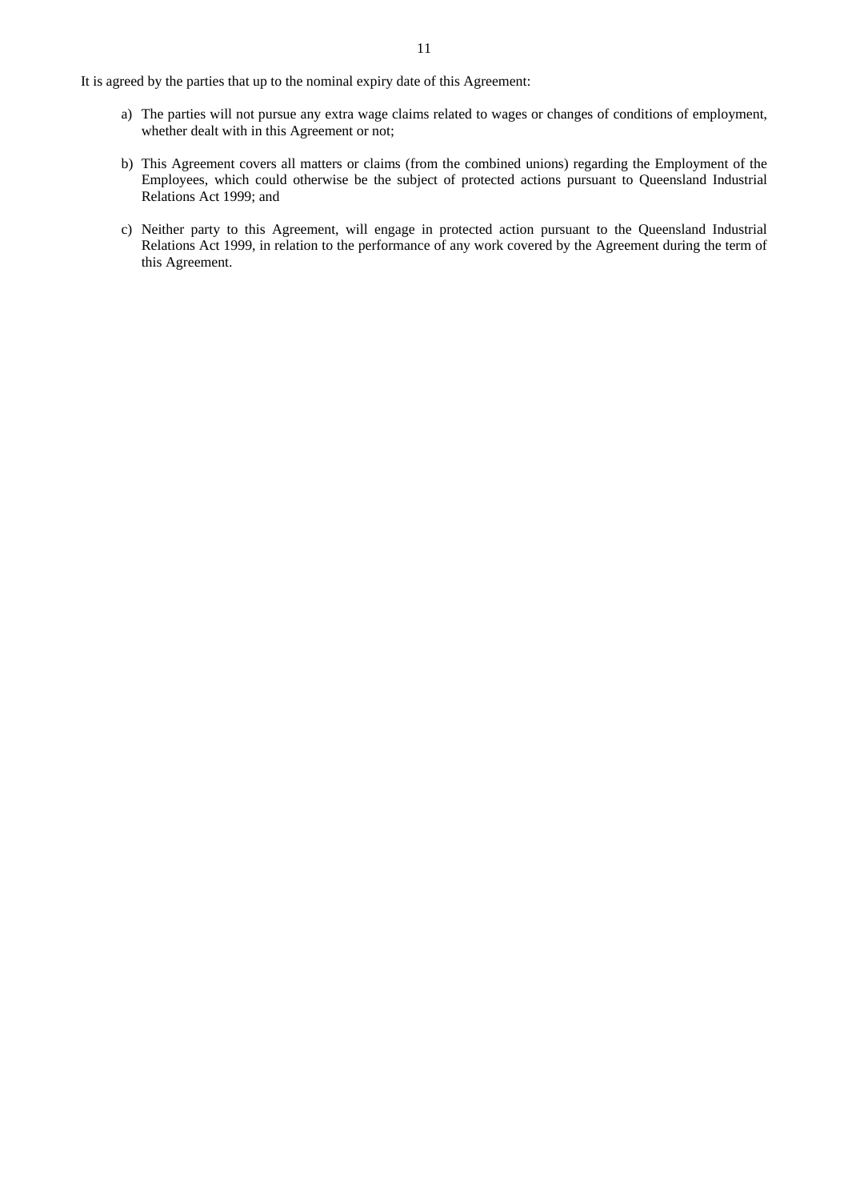It is agreed by the parties that up to the nominal expiry date of this Agreement:

a) The parties will not pursue any extra wage claims related to wages or changes of conditions of employment, whether dealt with in this Agreement or not;

b) This Agreement covers all matters or claims (from the combined unions) regarding the Employment of the Employees, which could otherwise be the subject of protected actions pursuant to Queensland Industrial Relations Act 1999; and

c) Neither party to this Agreement, will engage in protected action pursuant to the Queensland Industrial Relations Act 1999, in relation to the performance of any work covered by the Agreement during the term of this Agreement.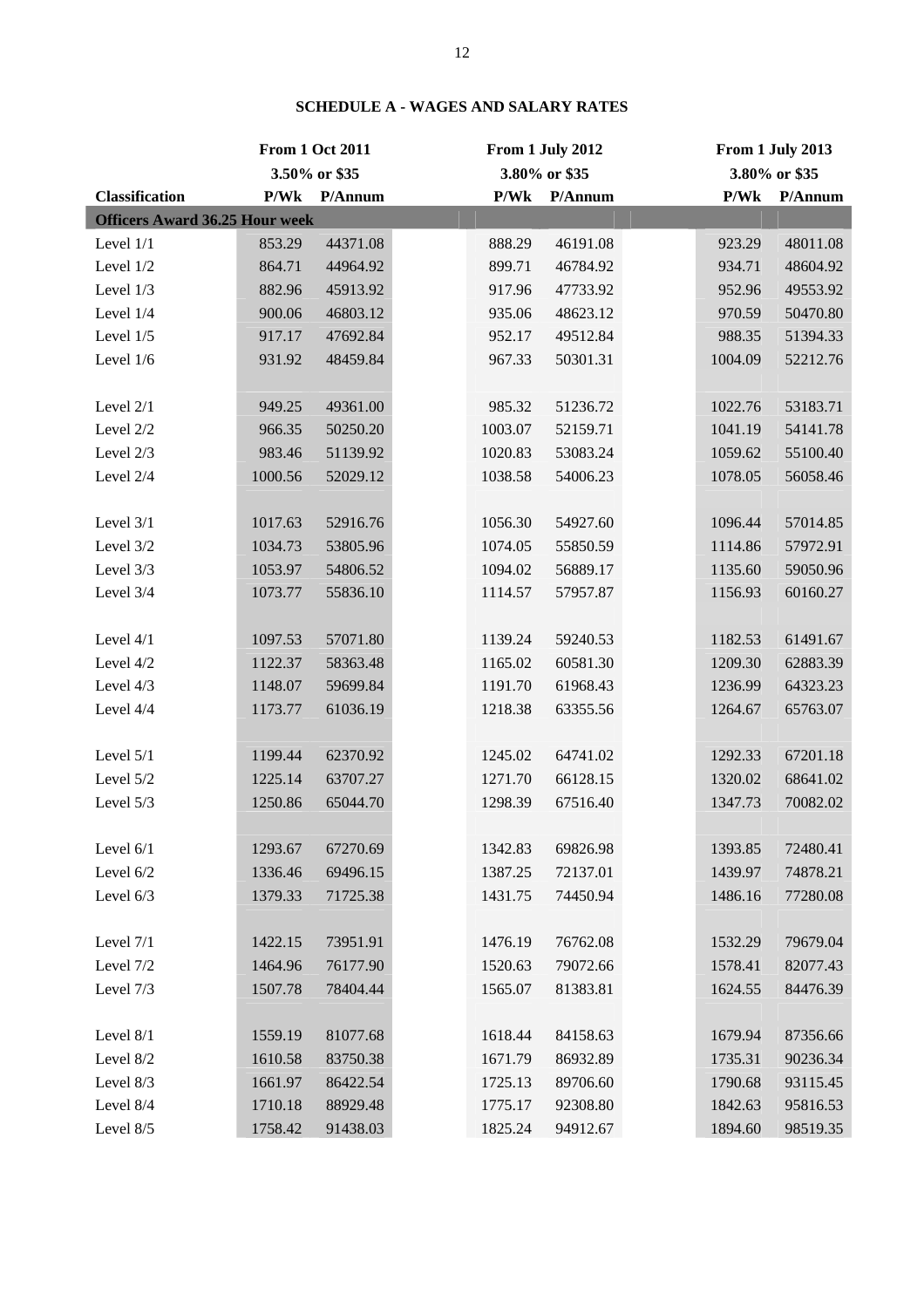## SCHEDULE A - WAGES AND SALARY RATES

| Classification | From 1 Oct 2011 3.50% or $35 | | From 1 July 2012 3.80% or $35 | | From 1 July 2013 3.80% or $35 | |
|---|---|---|---|---|---|---|
| | P/Wk | P/Annum | P/Wk | P/Annum | P/Wk | P/Annum |
| **Officers Award 36.25 Hour week** | | | | | | |
| Level 1/1 | 853.29 | 44371.08 | 888.29 | 46191.08 | 923.29 | 48011.08 |
| Level 1/2 | 864.71 | 44964.92 | 899.71 | 46784.92 | 934.71 | 48604.92 |
| Level 1/3 | 882.96 | 45913.92 | 917.96 | 47733.92 | 952.96 | 49553.92 |
| Level 1/4 | 900.06 | 46803.12 | 935.06 | 48623.12 | 970.59 | 50470.80 |
| Level 1/5 | 917.17 | 47692.84 | 952.17 | 49512.84 | 988.35 | 51394.33 |
| Level 1/6 | 931.92 | 48459.84 | 967.33 | 50301.31 | 1004.09 | 52212.76 |
| | | | | | | |
| Level 2/1 | 949.25 | 49361.00 | 985.32 | 51236.72 | 1022.76 | 53183.71 |
| Level 2/2 | 966.35 | 50250.20 | 1003.07 | 52159.71 | 1041.19 | 54141.78 |
| Level 2/3 | 983.46 | 51139.92 | 1020.83 | 53083.24 | 1059.62 | 55100.40 |
| Level 2/4 | 1000.56 | 52029.12 | 1038.58 | 54006.23 | 1078.05 | 56058.46 |
| | | | | | | |
| Level 3/1 | 1017.63 | 52916.76 | 1056.30 | 54927.60 | 1096.44 | 57014.85 |
| Level 3/2 | 1034.73 | 53805.96 | 1074.05 | 55850.59 | 1114.86 | 57972.91 |
| Level 3/3 | 1053.97 | 54806.52 | 1094.02 | 56889.17 | 1135.60 | 59050.96 |
| Level 3/4 | 1073.77 | 55836.10 | 1114.57 | 57957.87 | 1156.93 | 60160.27 |
| | | | | | | |
| Level 4/1 | 1097.53 | 57071.80 | 1139.24 | 59240.53 | 1182.53 | 61491.67 |
| Level 4/2 | 1122.37 | 58363.48 | 1165.02 | 60581.30 | 1209.30 | 62883.39 |
| Level 4/3 | 1148.07 | 59699.84 | 1191.70 | 61968.43 | 1236.99 | 64323.23 |
| Level 4/4 | 1173.77 | 61036.19 | 1218.38 | 63355.56 | 1264.67 | 65763.07 |
| | | | | | | |
| Level 5/1 | 1199.44 | 62370.92 | 1245.02 | 64741.02 | 1292.33 | 67201.18 |
| Level 5/2 | 1225.14 | 63707.27 | 1271.70 | 66128.15 | 1320.02 | 68641.02 |
| Level 5/3 | 1250.86 | 65044.70 | 1298.39 | 67516.40 | 1347.73 | 70082.02 |
| | | | | | | |
| Level 6/1 | 1293.67 | 67270.69 | 1342.83 | 69826.98 | 1393.85 | 72480.41 |
| Level 6/2 | 1336.46 | 69496.15 | 1387.25 | 72137.01 | 1439.97 | 74878.21 |
| Level 6/3 | 1379.33 | 71725.38 | 1431.75 | 74450.94 | 1486.16 | 77280.08 |
| | | | | | | |
| Level 7/1 | 1422.15 | 73951.91 | 1476.19 | 76762.08 | 1532.29 | 79679.04 |
| Level 7/2 | 1464.96 | 76177.90 | 1520.63 | 79072.66 | 1578.41 | 82077.43 |
| Level 7/3 | 1507.78 | 78404.44 | 1565.07 | 81383.81 | 1624.55 | 84476.39 |
| | | | | | | |
| Level 8/1 | 1559.19 | 81077.68 | 1618.44 | 84158.63 | 1679.94 | 87356.66 |
| Level 8/2 | 1610.58 | 83750.38 | 1671.79 | 86932.89 | 1735.31 | 90236.34 |
| Level 8/3 | 1661.97 | 86422.54 | 1725.13 | 89706.60 | 1790.68 | 93115.45 |
| Level 8/4 | 1710.18 | 88929.48 | 1775.17 | 92308.80 | 1842.63 | 95816.53 |
| Level 8/5 | 1758.42 | 91438.03 | 1825.24 | 94912.67 | 1894.60 | 98519.35 |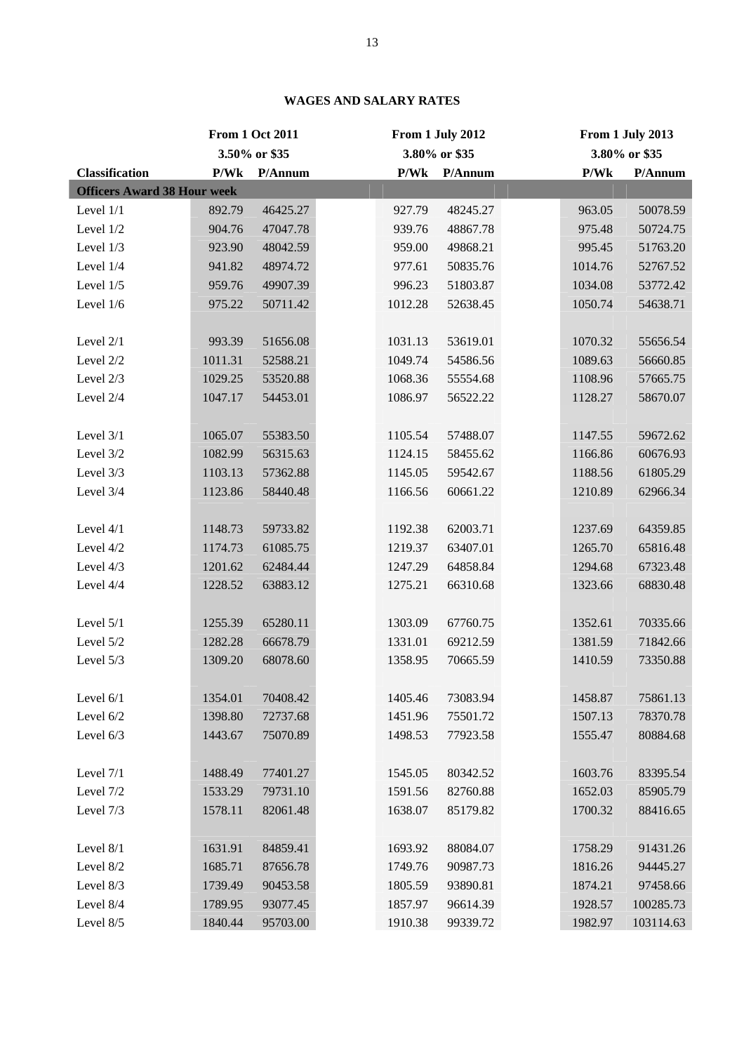## WAGES AND SALARY RATES

| | From 1 Oct 2011 | | From 1 July 2012 | | From 1 July 2013 | |
|---|---|---|---|---|---|---|
| | 3.50% or $35 | | 3.80% or $35 | | 3.80% or $35 | |
| **Classification** | **P/Wk** | **P/Annum** | **P/Wk** | **P/Annum** | **P/Wk** | **P/Annum** |
| **Officers Award 38 Hour week** | | | | | | |
| Level 1/1 | 892.79 | 46425.27 | 927.79 | 48245.27 | 963.05 | 50078.59 |
| Level 1/2 | 904.76 | 47047.78 | 939.76 | 48867.78 | 975.48 | 50724.75 |
| Level 1/3 | 923.90 | 48042.59 | 959.00 | 49868.21 | 995.45 | 51763.20 |
| Level 1/4 | 941.82 | 48974.72 | 977.61 | 50835.76 | 1014.76 | 52767.52 |
| Level 1/5 | 959.76 | 49907.39 | 996.23 | 51803.87 | 1034.08 | 53772.42 |
| Level 1/6 | 975.22 | 50711.42 | 1012.28 | 52638.45 | 1050.74 | 54638.71 |
| | | | | | | |
| Level 2/1 | 993.39 | 51656.08 | 1031.13 | 53619.01 | 1070.32 | 55656.54 |
| Level 2/2 | 1011.31 | 52588.21 | 1049.74 | 54586.56 | 1089.63 | 56660.85 |
| Level 2/3 | 1029.25 | 53520.88 | 1068.36 | 55554.68 | 1108.96 | 57665.75 |
| Level 2/4 | 1047.17 | 54453.01 | 1086.97 | 56522.22 | 1128.27 | 58670.07 |
| | | | | | | |
| Level 3/1 | 1065.07 | 55383.50 | 1105.54 | 57488.07 | 1147.55 | 59672.62 |
| Level 3/2 | 1082.99 | 56315.63 | 1124.15 | 58455.62 | 1166.86 | 60676.93 |
| Level 3/3 | 1103.13 | 57362.88 | 1145.05 | 59542.67 | 1188.56 | 61805.29 |
| Level 3/4 | 1123.86 | 58440.48 | 1166.56 | 60661.22 | 1210.89 | 62966.34 |
| | | | | | | |
| Level 4/1 | 1148.73 | 59733.82 | 1192.38 | 62003.71 | 1237.69 | 64359.85 |
| Level 4/2 | 1174.73 | 61085.75 | 1219.37 | 63407.01 | 1265.70 | 65816.48 |
| Level 4/3 | 1201.62 | 62484.44 | 1247.29 | 64858.84 | 1294.68 | 67323.48 |
| Level 4/4 | 1228.52 | 63883.12 | 1275.21 | 66310.68 | 1323.66 | 68830.48 |
| | | | | | | |
| Level 5/1 | 1255.39 | 65280.11 | 1303.09 | 67760.75 | 1352.61 | 70335.66 |
| Level 5/2 | 1282.28 | 66678.79 | 1331.01 | 69212.59 | 1381.59 | 71842.66 |
| Level 5/3 | 1309.20 | 68078.60 | 1358.95 | 70665.59 | 1410.59 | 73350.88 |
| | | | | | | |
| Level 6/1 | 1354.01 | 70408.42 | 1405.46 | 73083.94 | 1458.87 | 75861.13 |
| Level 6/2 | 1398.80 | 72737.68 | 1451.96 | 75501.72 | 1507.13 | 78370.78 |
| Level 6/3 | 1443.67 | 75070.89 | 1498.53 | 77923.58 | 1555.47 | 80884.68 |
| | | | | | | |
| Level 7/1 | 1488.49 | 77401.27 | 1545.05 | 80342.52 | 1603.76 | 83395.54 |
| Level 7/2 | 1533.29 | 79731.10 | 1591.56 | 82760.88 | 1652.03 | 85905.79 |
| Level 7/3 | 1578.11 | 82061.48 | 1638.07 | 85179.82 | 1700.32 | 88416.65 |
| | | | | | | |
| Level 8/1 | 1631.91 | 84859.41 | 1693.92 | 88084.07 | 1758.29 | 91431.26 |
| Level 8/2 | 1685.71 | 87656.78 | 1749.76 | 90987.73 | 1816.26 | 94445.27 |
| Level 8/3 | 1739.49 | 90453.58 | 1805.59 | 93890.81 | 1874.21 | 97458.66 |
| Level 8/4 | 1789.95 | 93077.45 | 1857.97 | 96614.39 | 1928.57 | 100285.73 |
| Level 8/5 | 1840.44 | 95703.00 | 1910.38 | 99339.72 | 1982.97 | 103114.63 |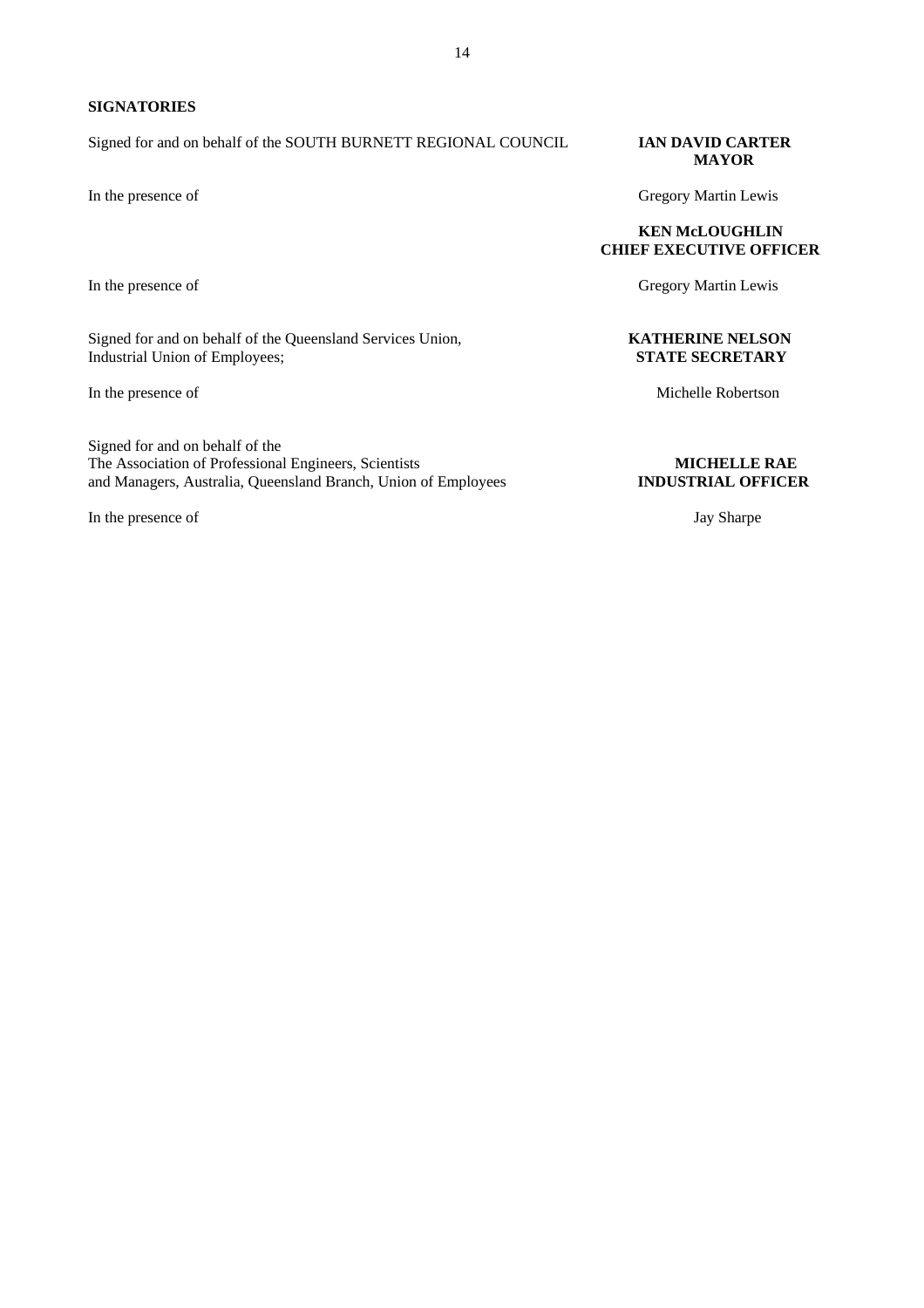**SIGNATORIES**

Signed for and on behalf of the SOUTH BURNETT REGIONAL COUNCIL

**IAN DAVID CARTER**
**MAYOR**

In the presence of

Gregory Martin Lewis

**KEN McLOUGHLIN**
**CHIEF EXECUTIVE OFFICER**

In the presence of

Gregory Martin Lewis

Signed for and on behalf of the Queensland Services Union, Industrial Union of Employees;

**KATHERINE NELSON**
**STATE SECRETARY**

In the presence of

Michelle Robertson

Signed for and on behalf of the The Association of Professional Engineers, Scientists and Managers, Australia, Queensland Branch, Union of Employees

**MICHELLE RAE**
**INDUSTRIAL OFFICER**

In the presence of

Jay Sharpe